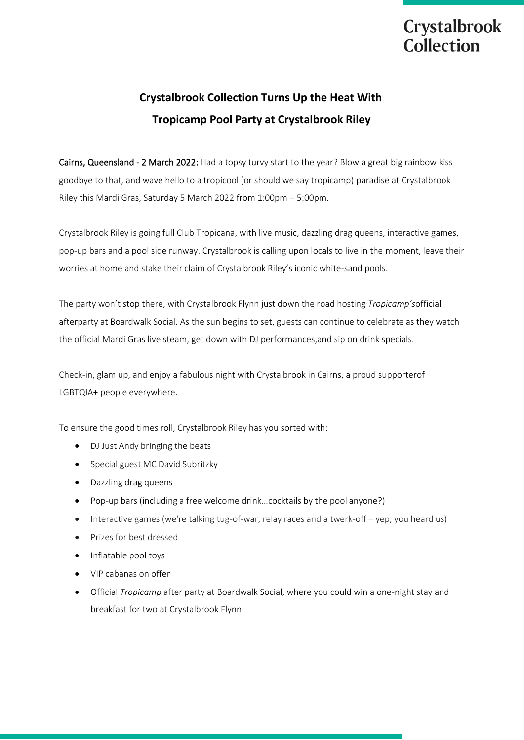Crystalbrook Collection

# Crystalbrook Collection Turns Up the Heat With Tropicamp Pool Party at Crystalbrook Riley

**Cairns, Queensland - 2 March 2022:** Had a topsy turvy start to the year? Blow a great big rainbow kiss goodbye to that, and wave hello to a tropicool (or should we say tropicamp) paradise at Crystalbrook Riley this Mardi Gras, Saturday 5 March 2022 from 1:00pm – 5:00pm.

Crystalbrook Riley is going full Club Tropicana, with live music, dazzling drag queens, interactive games, pop-up bars and a pool side runway. Crystalbrook is calling upon locals to live in the moment, leave their worries at home and stake their claim of Crystalbrook Riley's iconic white-sand pools.

The party won't stop there, with Crystalbrook Flynn just down the road hosting *Tropicamp's*official afterparty at Boardwalk Social. As the sun begins to set, guests can continue to celebrate as they watch the official Mardi Gras live steam, get down with DJ performances,and sip on drink specials.

Check-in, glam up, and enjoy a fabulous night with Crystalbrook in Cairns, a proud supporterof LGBTQIA+ people everywhere.

To ensure the good times roll, Crystalbrook Riley has you sorted with:

- DJ Just Andy bringing the beats
- Special guest MC David Subritzky
- Dazzling drag queens
- Pop-up bars (including a free welcome drink…cocktails by the pool anyone?)
- Interactive games (we're talking tug-of-war, relay races and a twerk-off – yep, you heard us)
- Prizes for best dressed
- Inflatable pool toys
- VIP cabanas on offer
- Official *Tropicamp* after party at Boardwalk Social, where you could win a one-night stay and breakfast for two at Crystalbrook Flynn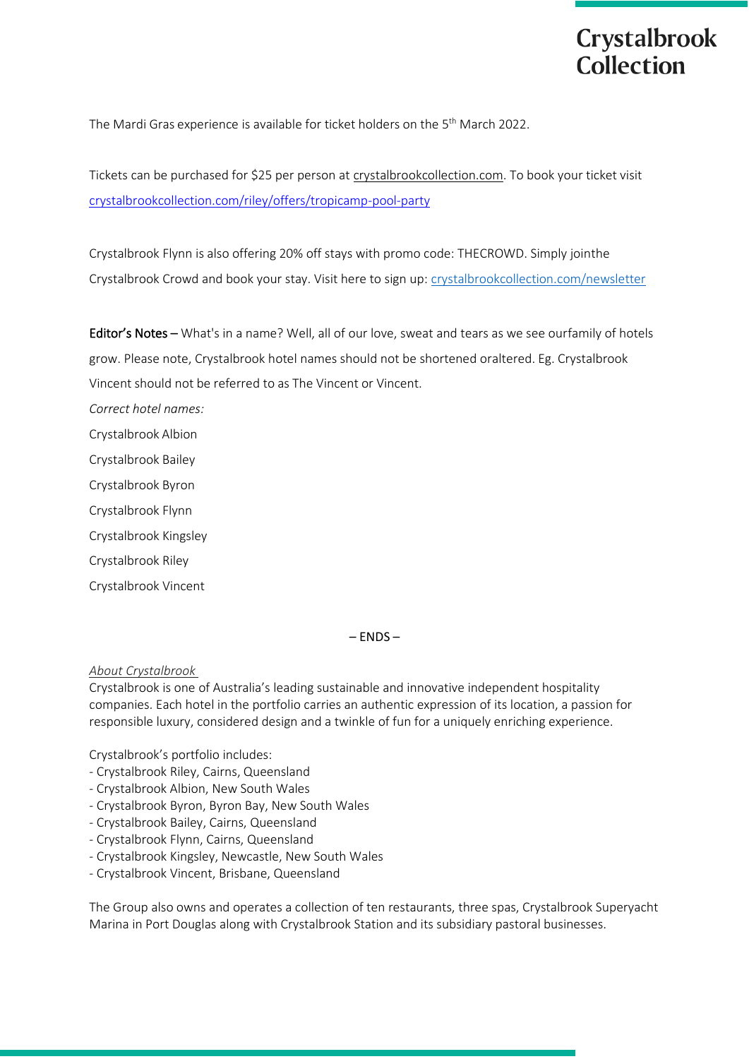The Mardi Gras experience is available for ticket holders on the 5th March 2022.

Tickets can be purchased for $25 per person at crystalbrookcollection.com. To book your ticket visit crystalbrookcollection.com/riley/offers/tropicamp-pool-party

Crystalbrook Flynn is also offering 20% off stays with promo code: THECROWD. Simply jointhe Crystalbrook Crowd and book your stay. Visit here to sign up: crystalbrookcollection.com/newsletter

**Editor's Notes** – What's in a name? Well, all of our love, sweat and tears as we see ourfamily of hotels grow. Please note, Crystalbrook hotel names should not be shortened oraltered. Eg. Crystalbrook Vincent should not be referred to as The Vincent or Vincent.

*Correct hotel names:*

Crystalbrook Albion

Crystalbrook Bailey

Crystalbrook Byron

Crystalbrook Flynn

Crystalbrook Kingsley

Crystalbrook Riley

Crystalbrook Vincent

– ENDS –

*About Crystalbrook*

Crystalbrook is one of Australia's leading sustainable and innovative independent hospitality companies. Each hotel in the portfolio carries an authentic expression of its location, a passion for responsible luxury, considered design and a twinkle of fun for a uniquely enriching experience.

Crystalbrook's portfolio includes:

- Crystalbrook Riley, Cairns, Queensland
- Crystalbrook Albion, New South Wales
- Crystalbrook Byron, Byron Bay, New South Wales
- Crystalbrook Bailey, Cairns, Queensland
- Crystalbrook Flynn, Cairns, Queensland
- Crystalbrook Kingsley, Newcastle, New South Wales
- Crystalbrook Vincent, Brisbane, Queensland

The Group also owns and operates a collection of ten restaurants, three spas, Crystalbrook Superyacht Marina in Port Douglas along with Crystalbrook Station and its subsidiary pastoral businesses.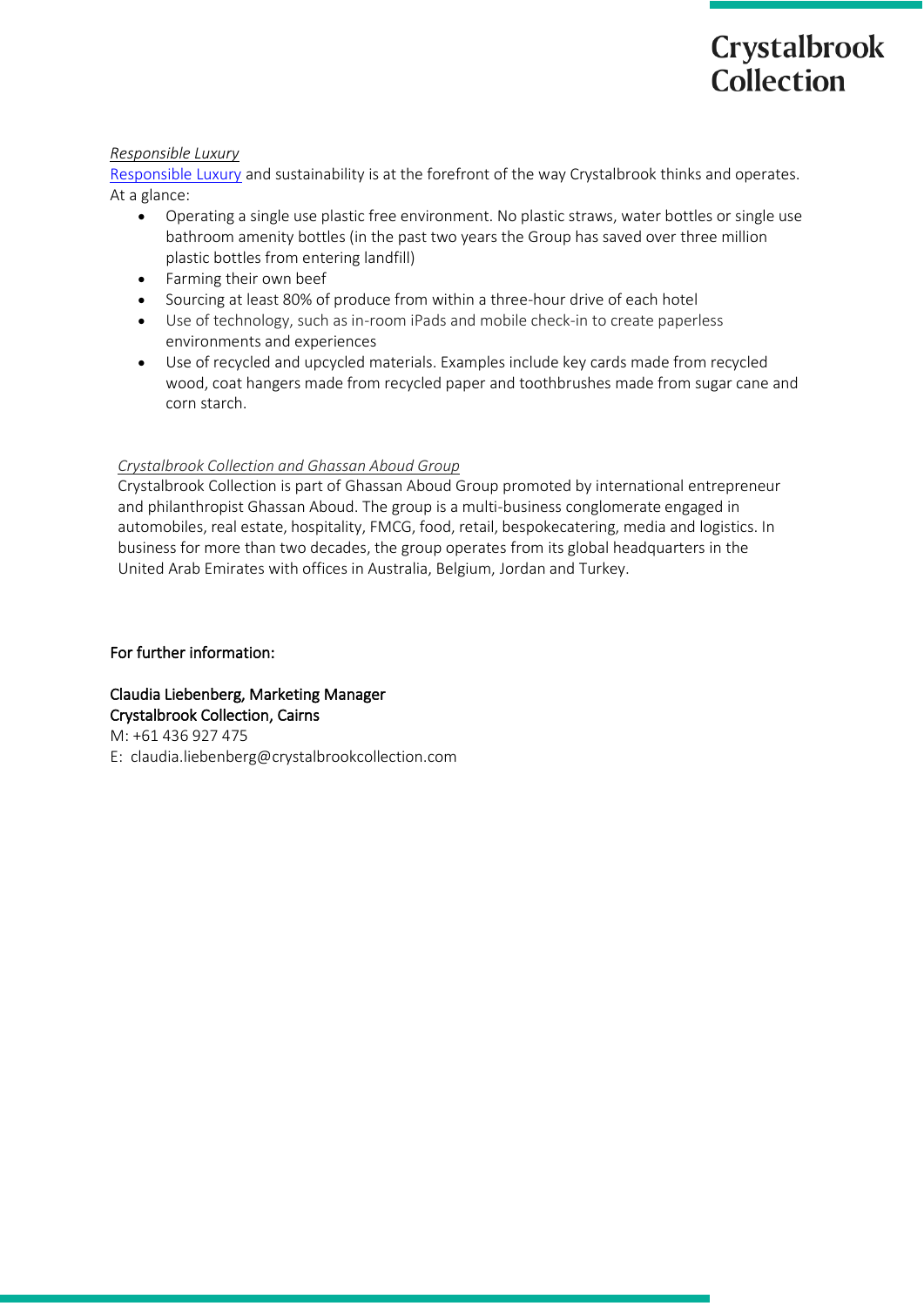*Responsible Luxury*

Responsible Luxury and sustainability is at the forefront of the way Crystalbrook thinks and operates. At a glance:

- Operating a single use plastic free environment. No plastic straws, water bottles or single use bathroom amenity bottles (in the past two years the Group has saved over three million plastic bottles from entering landfill)
- Farming their own beef
- Sourcing at least 80% of produce from within a three-hour drive of each hotel
- Use of technology, such as in-room iPads and mobile check-in to create paperless environments and experiences
- Use of recycled and upcycled materials. Examples include key cards made from recycled wood, coat hangers made from recycled paper and toothbrushes made from sugar cane and corn starch.

*Crystalbrook Collection and Ghassan Aboud Group*

Crystalbrook Collection is part of Ghassan Aboud Group promoted by international entrepreneur and philanthropist Ghassan Aboud. The group is a multi-business conglomerate engaged in automobiles, real estate, hospitality, FMCG, food, retail, bespokecatering, media and logistics. In business for more than two decades, the group operates from its global headquarters in the United Arab Emirates with offices in Australia, Belgium, Jordan and Turkey.

For further information:

Claudia Liebenberg, Marketing Manager
Crystalbrook Collection, Cairns
M: +61 436 927 475
E: claudia.liebenberg@crystalbrookcollection.com